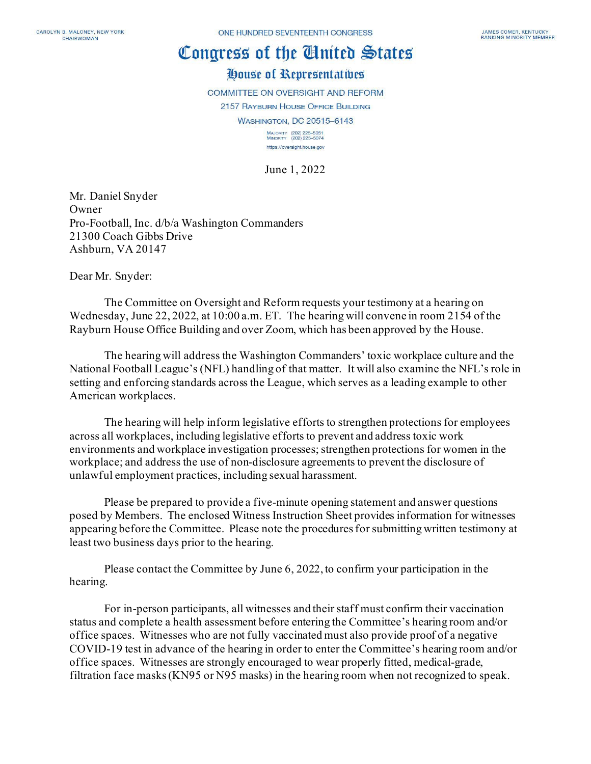CAROLYN B. MALONEY, NEW YORK
CHAIRWOMAN

ONE HUNDRED SEVENTEENTH CONGRESS

JAMES COMER, KENTUCKY
RANKING MINORITY MEMBER

# Congress of the United States

## House of Representatives

COMMITTEE ON OVERSIGHT AND REFORM
2157 RAYBURN HOUSE OFFICE BUILDING
WASHINGTON, DC 20515–6143

MAJORITY (202) 225–5051
MINORITY (202) 225–5074
https://oversight.house.gov

June 1, 2022

Mr. Daniel Snyder
Owner
Pro-Football, Inc. d/b/a Washington Commanders
21300 Coach Gibbs Drive
Ashburn, VA 20147

Dear Mr. Snyder:

The Committee on Oversight and Reform requests your testimony at a hearing on Wednesday, June 22, 2022, at 10:00 a.m. ET. The hearing will convene in room 2154 of the Rayburn House Office Building and over Zoom, which has been approved by the House.

The hearing will address the Washington Commanders' toxic workplace culture and the National Football League's (NFL) handling of that matter. It will also examine the NFL's role in setting and enforcing standards across the League, which serves as a leading example to other American workplaces.

The hearing will help inform legislative efforts to strengthen protections for employees across all workplaces, including legislative efforts to prevent and address toxic work environments and workplace investigation processes; strengthen protections for women in the workplace; and address the use of non-disclosure agreements to prevent the disclosure of unlawful employment practices, including sexual harassment.

Please be prepared to provide a five-minute opening statement and answer questions posed by Members. The enclosed Witness Instruction Sheet provides information for witnesses appearing before the Committee. Please note the procedures for submitting written testimony at least two business days prior to the hearing.

Please contact the Committee by June 6, 2022, to confirm your participation in the hearing.

For in-person participants, all witnesses and their staff must confirm their vaccination status and complete a health assessment before entering the Committee's hearing room and/or office spaces. Witnesses who are not fully vaccinated must also provide proof of a negative COVID-19 test in advance of the hearing in order to enter the Committee's hearing room and/or office spaces. Witnesses are strongly encouraged to wear properly fitted, medical-grade, filtration face masks (KN95 or N95 masks) in the hearing room when not recognized to speak.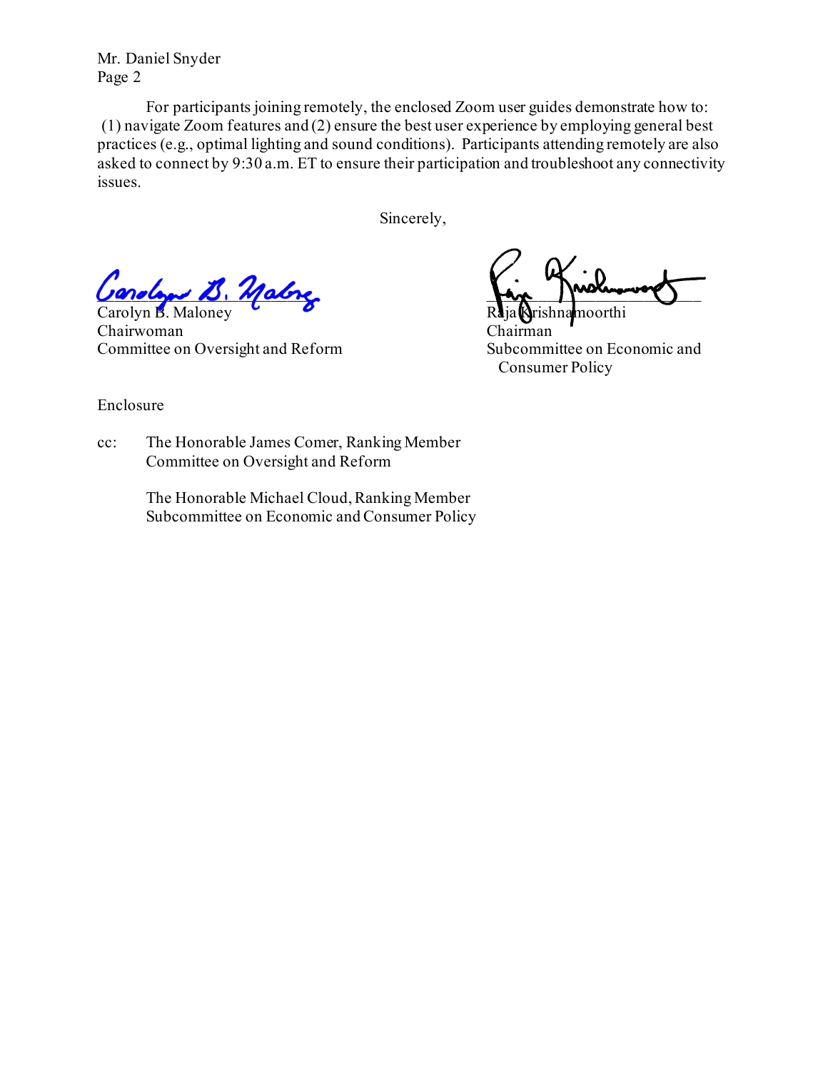Mr. Daniel Snyder
Page 2

For participants joining remotely, the enclosed Zoom user guides demonstrate how to: (1) navigate Zoom features and (2) ensure the best user experience by employing general best practices (e.g., optimal lighting and sound conditions). Participants attending remotely are also asked to connect by 9:30 a.m. ET to ensure their participation and troubleshoot any connectivity issues.

Sincerely,

Carolyn B. Maloney
Chairwoman
Committee on Oversight and Reform

Raja Krishnamoorthi
Chairman
Subcommittee on Economic and Consumer Policy

Enclosure

cc: The Honorable James Comer, Ranking Member
Committee on Oversight and Reform

The Honorable Michael Cloud, Ranking Member
Subcommittee on Economic and Consumer Policy